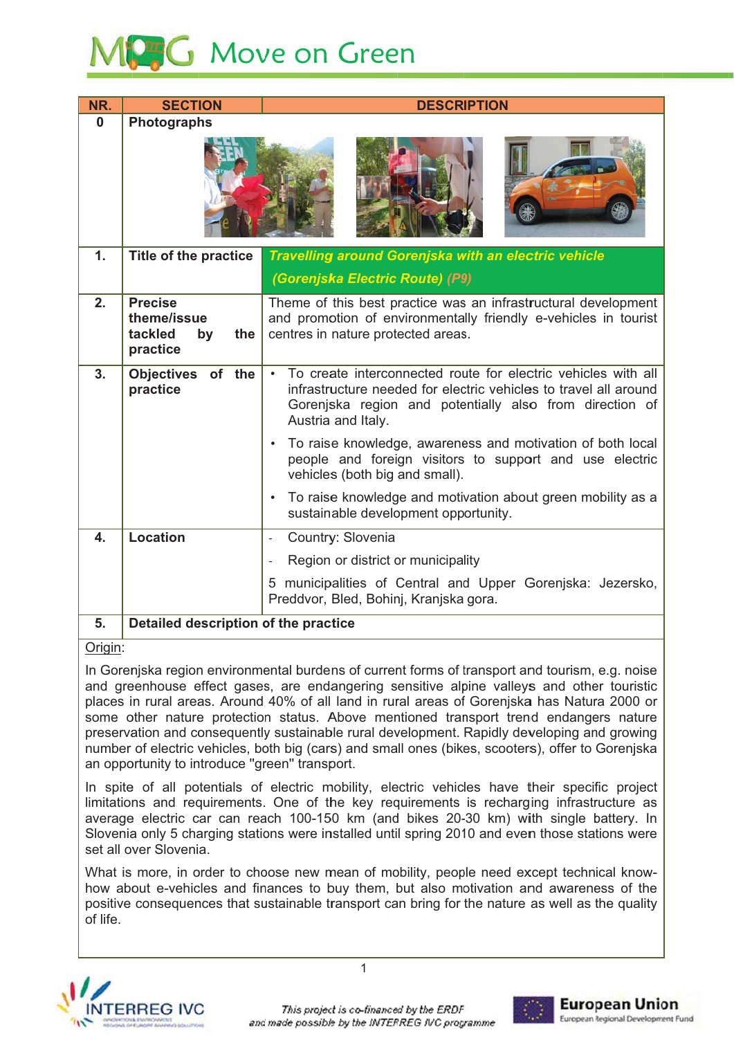# Move on Green

| NR. | SECTION | DESCRIPTION |
|---|---|---|
| 0 | Photographs | |
| 1. | Title of the practice | ***Travelling around Gorenjska with an electric vehicle (Gorenjska Electric Route) (P9)*** |
| 2. | Precise theme/issue tackled by the practice | Theme of this best practice was an infrastructural development and promotion of environmentally friendly e-vehicles in tourist centres in nature protected areas. |
| 3. | Objectives of the practice | • To create interconnected route for electric vehicles with all infrastructure needed for electric vehicles to travel all around Gorenjska region and potentially also from direction of Austria and Italy.<br>• To raise knowledge, awareness and motivation of both local people and foreign visitors to support and use electric vehicles (both big and small).<br>• To raise knowledge and motivation about green mobility as a sustainable development opportunity. |
| 4. | Location | - Country: Slovenia<br>- Region or district or municipality<br>5 municipalities of Central and Upper Gorenjska: Jezersko, Preddvor, Bled, Bohinj, Kranjska gora. |
| 5. | Detailed description of the practice | |

Origin:

In Gorenjska region environmental burdens of current forms of transport and tourism, e.g. noise and greenhouse effect gases, are endangering sensitive alpine valleys and other touristic places in rural areas. Around 40% of all land in rural areas of Gorenjska has Natura 2000 or some other nature protection status. Above mentioned transport trend endangers nature preservation and consequently sustainable rural development. Rapidly developing and growing number of electric vehicles, both big (cars) and small ones (bikes, scooters), offer to Gorenjska an opportunity to introduce "green" transport.

In spite of all potentials of electric mobility, electric vehicles have their specific project limitations and requirements. One of the key requirements is recharging infrastructure as average electric car can reach 100-150 km (and bikes 20-30 km) with single battery. In Slovenia only 5 charging stations were installed until spring 2010 and even those stations were set all over Slovenia.

What is more, in order to choose new mean of mobility, people need except technical know-how about e-vehicles and finances to buy them, but also motivation and awareness of the positive consequences that sustainable transport can bring for the nature as well as the quality of life.

INTERREG IVC

This project is co-financed by the ERDF and made possible by the INTERREG IVC programme

European Union
European Regional Development Fund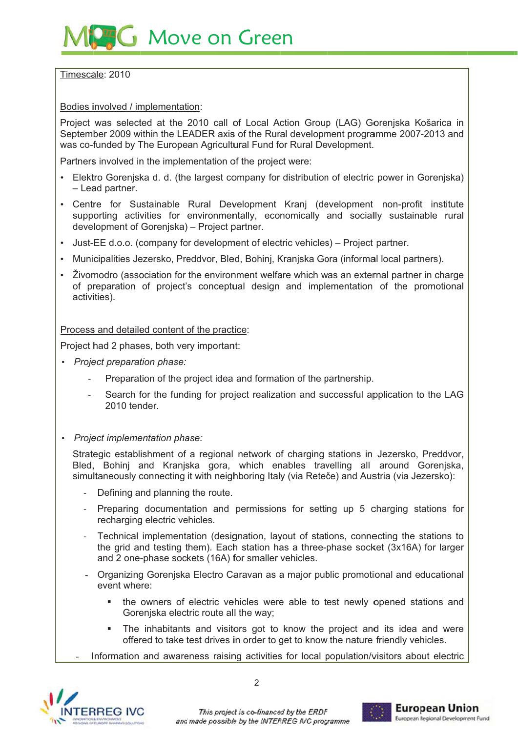Timescale: 2010

Bodies involved / implementation:

Project was selected at the 2010 call of Local Action Group (LAG) Gorenjska Košarica in September 2009 within the LEADER axis of the Rural development programme 2007-2013 and was co-funded by The European Agricultural Fund for Rural Development.

Partners involved in the implementation of the project were:

- Elektro Gorenjska d. d. (the largest company for distribution of electric power in Gorenjska) – Lead partner.
- Centre for Sustainable Rural Development Kranj (development non-profit institute supporting activities for environmentally, economically and socially sustainable rural development of Gorenjska) – Project partner.
- Just-EE d.o.o. (company for development of electric vehicles) – Project partner.
- Municipalities Jezersko, Preddvor, Bled, Bohinj, Kranjska Gora (informal local partners).
- Živomodro (association for the environment welfare which was an external partner in charge of preparation of project's conceptual design and implementation of the promotional activities).

Process and detailed content of the practice:

Project had 2 phases, both very important:

- *Project preparation phase:*
  - Preparation of the project idea and formation of the partnership.
  - Search for the funding for project realization and successful application to the LAG 2010 tender.

- *Project implementation phase:*

  Strategic establishment of a regional network of charging stations in Jezersko, Preddvor, Bled, Bohinj and Kranjska gora, which enables travelling all around Gorenjska, simultaneously connecting it with neighboring Italy (via Reteče) and Austria (via Jezersko):

  - Defining and planning the route.
  - Preparing documentation and permissions for setting up 5 charging stations for recharging electric vehicles.
  - Technical implementation (designation, layout of stations, connecting the stations to the grid and testing them). Each station has a three-phase socket (3x16A) for larger and 2 one-phase sockets (16A) for smaller vehicles.
  - Organizing Gorenjska Electro Caravan as a major public promotional and educational event where:
    - the owners of electric vehicles were able to test newly opened stations and Gorenjska electric route all the way;
    - The inhabitants and visitors got to know the project and its idea and were offered to take test drives in order to get to know the nature friendly vehicles.
  - Information and awareness raising activities for local population/visitors about electric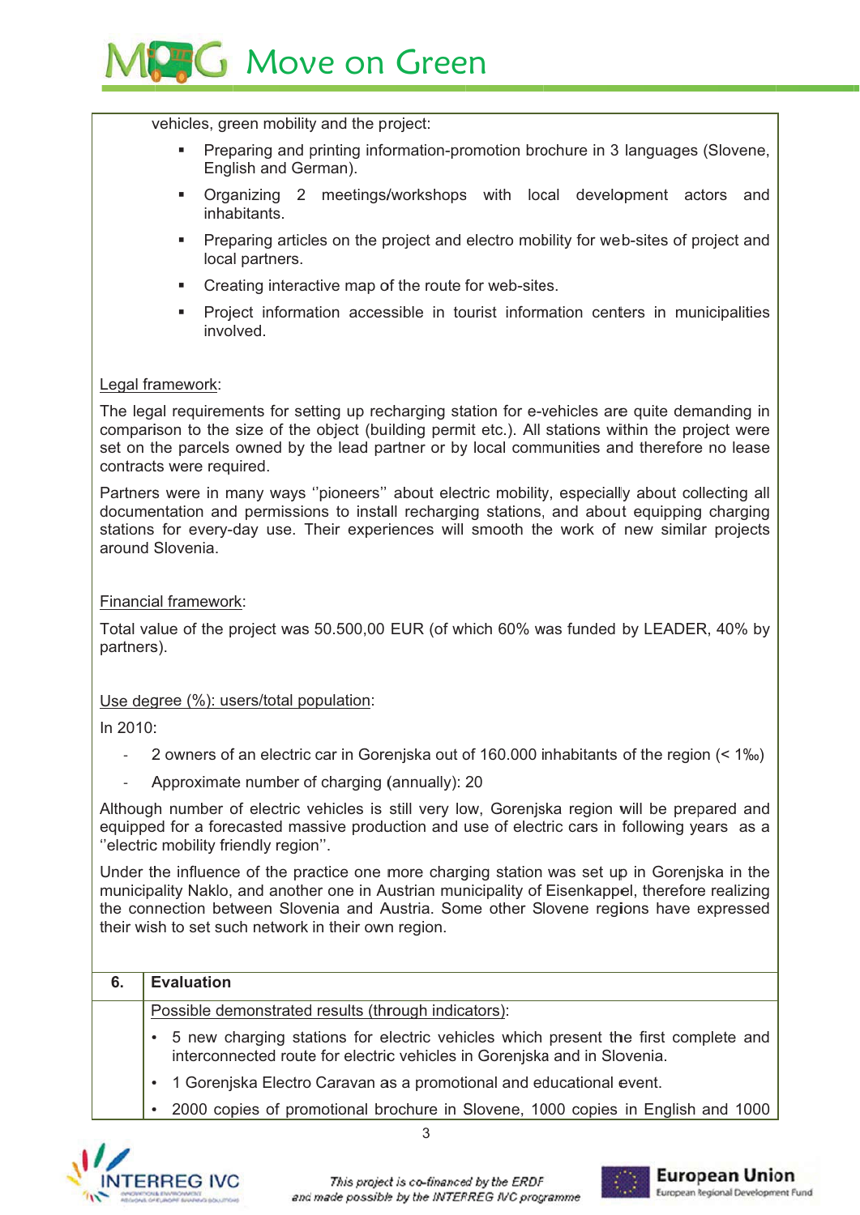vehicles, green mobility and the project:

- Preparing and printing information-promotion brochure in 3 languages (Slovene, English and German).
- Organizing 2 meetings/workshops with local development actors and inhabitants.
- Preparing articles on the project and electro mobility for web-sites of project and local partners.
- Creating interactive map of the route for web-sites.
- Project information accessible in tourist information centers in municipalities involved.

Legal framework:

The legal requirements for setting up recharging station for e-vehicles are quite demanding in comparison to the size of the object (building permit etc.). All stations within the project were set on the parcels owned by the lead partner or by local communities and therefore no lease contracts were required.

Partners were in many ways ''pioneers'' about electric mobility, especially about collecting all documentation and permissions to install recharging stations, and about equipping charging stations for every-day use. Their experiences will smooth the work of new similar projects around Slovenia.

Financial framework:

Total value of the project was 50.500,00 EUR (of which 60% was funded by LEADER, 40% by partners).

Use degree (%): users/total population:

In 2010:

- 2 owners of an electric car in Gorenjska out of 160.000 inhabitants of the region (< 1‰)
- Approximate number of charging (annually): 20

Although number of electric vehicles is still very low, Gorenjska region will be prepared and equipped for a forecasted massive production and use of electric cars in following years as a ''electric mobility friendly region''.

Under the influence of the practice one more charging station was set up in Gorenjska in the municipality Naklo, and another one in Austrian municipality of Eisenkappel, therefore realizing the connection between Slovenia and Austria. Some other Slovene regions have expressed their wish to set such network in their own region.

| 6. | **Evaluation** |
|---|---|
| | Possible demonstrated results (through indicators):<br>• 5 new charging stations for electric vehicles which present the first complete and interconnected route for electric vehicles in Gorenjska and in Slovenia.<br>• 1 Gorenjska Electro Caravan as a promotional and educational event.<br>• 2000 copies of promotional brochure in Slovene, 1000 copies in English and 1000 |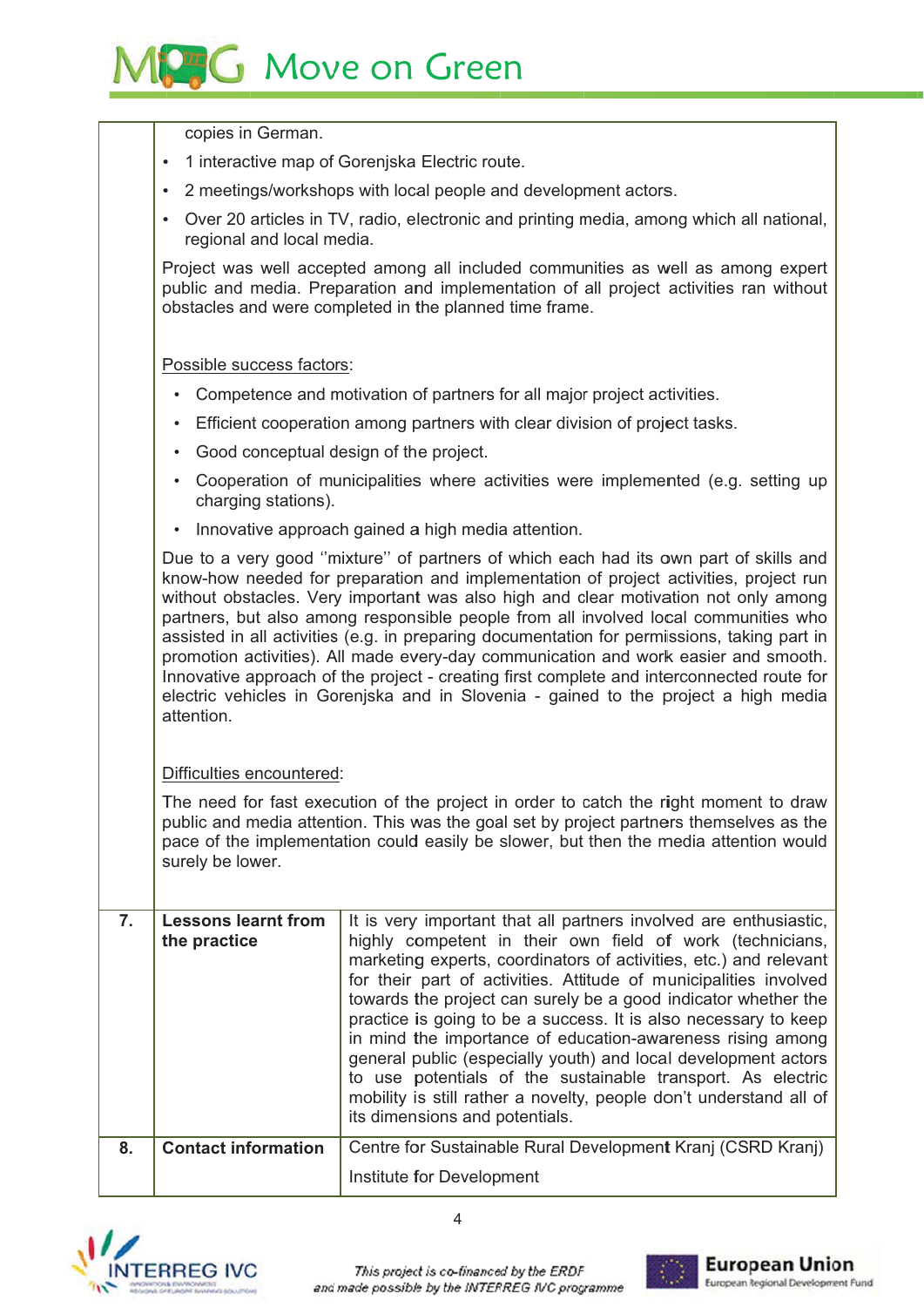| | | |
|---|---|---|
| | copies in German.<br>• 1 interactive map of Gorenjska Electric route.<br>• 2 meetings/workshops with local people and development actors.<br>• Over 20 articles in TV, radio, electronic and printing media, among which all national, regional and local media.<br><br>Project was well accepted among all included communities as well as among expert public and media. Preparation and implementation of all project activities ran without obstacles and were completed in the planned time frame.<br><br>Possible success factors:<br>• Competence and motivation of partners for all major project activities.<br>• Efficient cooperation among partners with clear division of project tasks.<br>• Good conceptual design of the project.<br>• Cooperation of municipalities where activities were implemented (e.g. setting up charging stations).<br>• Innovative approach gained a high media attention.<br><br>Due to a very good ''mixture'' of partners of which each had its own part of skills and know-how needed for preparation and implementation of project activities, project run without obstacles. Very important was also high and clear motivation not only among partners, but also among responsible people from all involved local communities who assisted in all activities (e.g. in preparing documentation for permissions, taking part in promotion activities). All made every-day communication and work easier and smooth. Innovative approach of the project - creating first complete and interconnected route for electric vehicles in Gorenjska and in Slovenia - gained to the project a high media attention.<br><br>Difficulties encountered:<br><br>The need for fast execution of the project in order to catch the right moment to draw public and media attention. This was the goal set by project partners themselves as the pace of the implementation could easily be slower, but then the media attention would surely be lower. | |
| **7.** | **Lessons learnt from the practice** | It is very important that all partners involved are enthusiastic, highly competent in their own field of work (technicians, marketing experts, coordinators of activities, etc.) and relevant for their part of activities. Attitude of municipalities involved towards the project can surely be a good indicator whether the practice is going to be a success. It is also necessary to keep in mind the importance of education-awareness rising among general public (especially youth) and local development actors to use potentials of the sustainable transport. As electric mobility is still rather a novelty, people don't understand all of its dimensions and potentials. |
| **8.** | **Contact information** | Centre for Sustainable Rural Development Kranj (CSRD Kranj)<br><br>Institute for Development |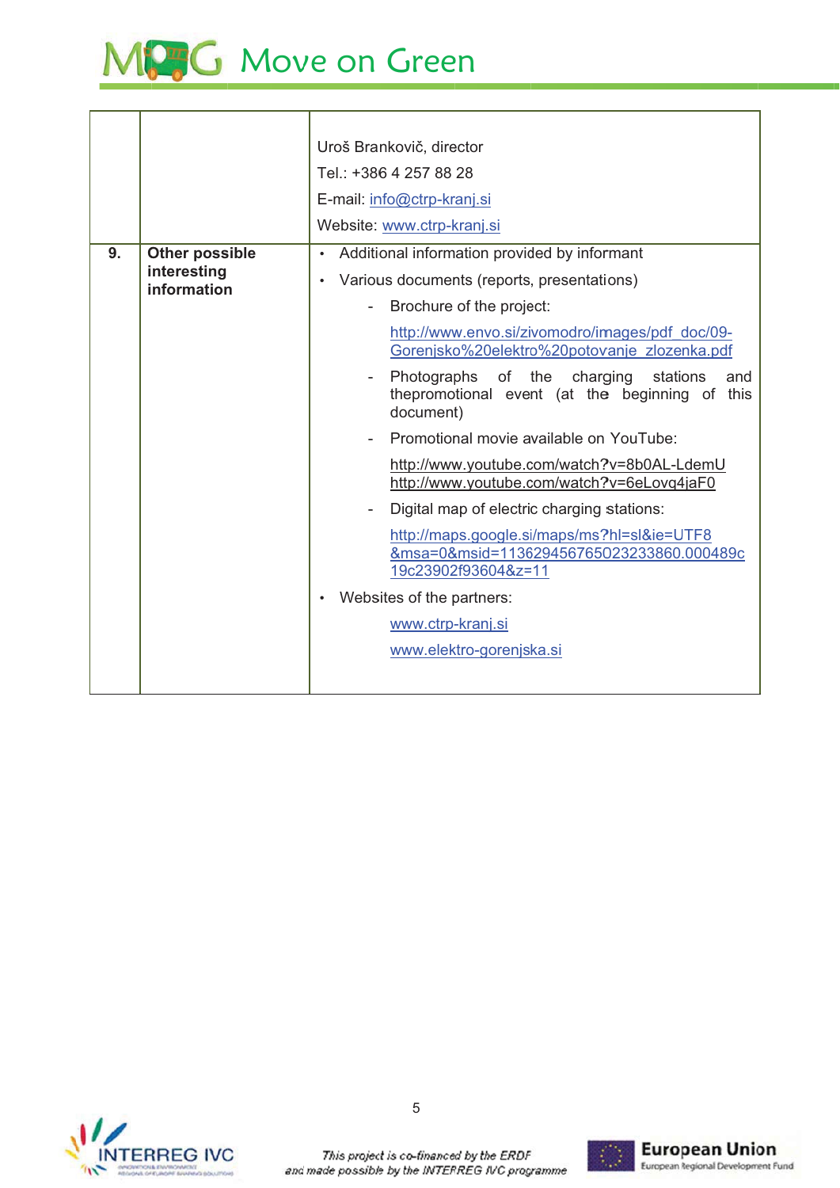| | | |
|---|---|---|
| | | Uroš Brankovič, director<br>Tel.: +386 4 257 88 28<br>E-mail: info@ctrp-kranj.si<br>Website: www.ctrp-kranj.si |
| **9.** | **Other possible interesting information** | • Additional information provided by informant<br>• Various documents (reports, presentations)<br>- Brochure of the project:<br>http://www.envo.si/zivomodro/images/pdf_doc/09-Gorenjsko%20elektro%20potovanje_zlozenka.pdf<br>- Photographs of the charging stations and thepromotional event (at the beginning of this document)<br>- Promotional movie available on YouTube:<br>http://www.youtube.com/watch?v=8b0AL-LdemU<br>http://www.youtube.com/watch?v=6eLovq4jaF0<br>- Digital map of electric charging stations:<br>http://maps.google.si/maps/ms?hl=sl&ie=UTF8&msa=0&msid=113629456765023233860.000489c19c23902f93604&z=11<br>• Websites of the partners:<br>www.ctrp-kranj.si<br>www.elektro-gorenjska.si |